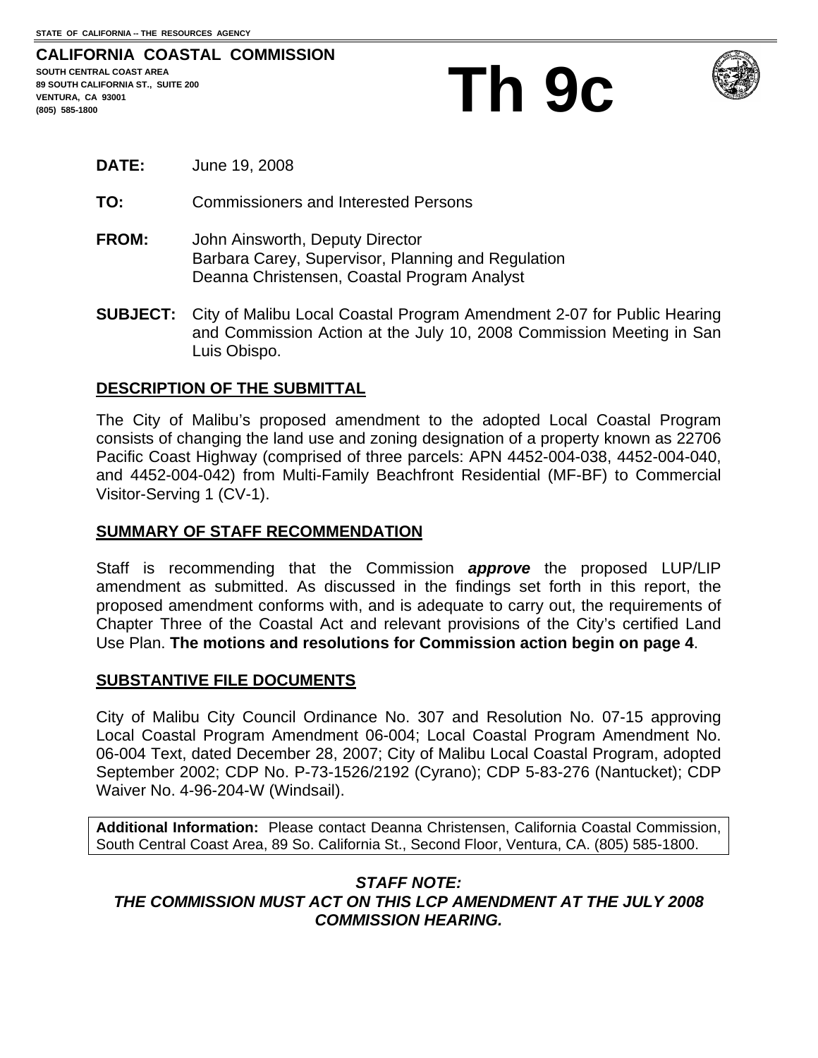STATE OF CALIFORNIA -- THE RESOURCES AGENCY

**CALIFORNIA COASTAL COMMISSION**
**SOUTH CENTRAL COAST AREA**
**89 SOUTH CALIFORNIA ST., SUITE 200**
**VENTURA, CA 93001**
**(805) 585-1800**

# Th 9c

**DATE:** June 19, 2008

**TO:** Commissioners and Interested Persons

**FROM:** John Ainsworth, Deputy Director
Barbara Carey, Supervisor, Planning and Regulation
Deanna Christensen, Coastal Program Analyst

**SUBJECT:** City of Malibu Local Coastal Program Amendment 2-07 for Public Hearing and Commission Action at the July 10, 2008 Commission Meeting in San Luis Obispo.

## DESCRIPTION OF THE SUBMITTAL

The City of Malibu's proposed amendment to the adopted Local Coastal Program consists of changing the land use and zoning designation of a property known as 22706 Pacific Coast Highway (comprised of three parcels: APN 4452-004-038, 4452-004-040, and 4452-004-042) from Multi-Family Beachfront Residential (MF-BF) to Commercial Visitor-Serving 1 (CV-1).

## SUMMARY OF STAFF RECOMMENDATION

Staff is recommending that the Commission ***approve*** the proposed LUP/LIP amendment as submitted. As discussed in the findings set forth in this report, the proposed amendment conforms with, and is adequate to carry out, the requirements of Chapter Three of the Coastal Act and relevant provisions of the City's certified Land Use Plan. **The motions and resolutions for Commission action begin on page 4**.

## SUBSTANTIVE FILE DOCUMENTS

City of Malibu City Council Ordinance No. 307 and Resolution No. 07-15 approving Local Coastal Program Amendment 06-004; Local Coastal Program Amendment No. 06-004 Text, dated December 28, 2007; City of Malibu Local Coastal Program, adopted September 2002; CDP No. P-73-1526/2192 (Cyrano); CDP 5-83-276 (Nantucket); CDP Waiver No. 4-96-204-W (Windsail).

**Additional Information:** Please contact Deanna Christensen, California Coastal Commission, South Central Coast Area, 89 So. California St., Second Floor, Ventura, CA. (805) 585-1800.

***STAFF NOTE:***
***THE COMMISSION MUST ACT ON THIS LCP AMENDMENT AT THE JULY 2008 COMMISSION HEARING.***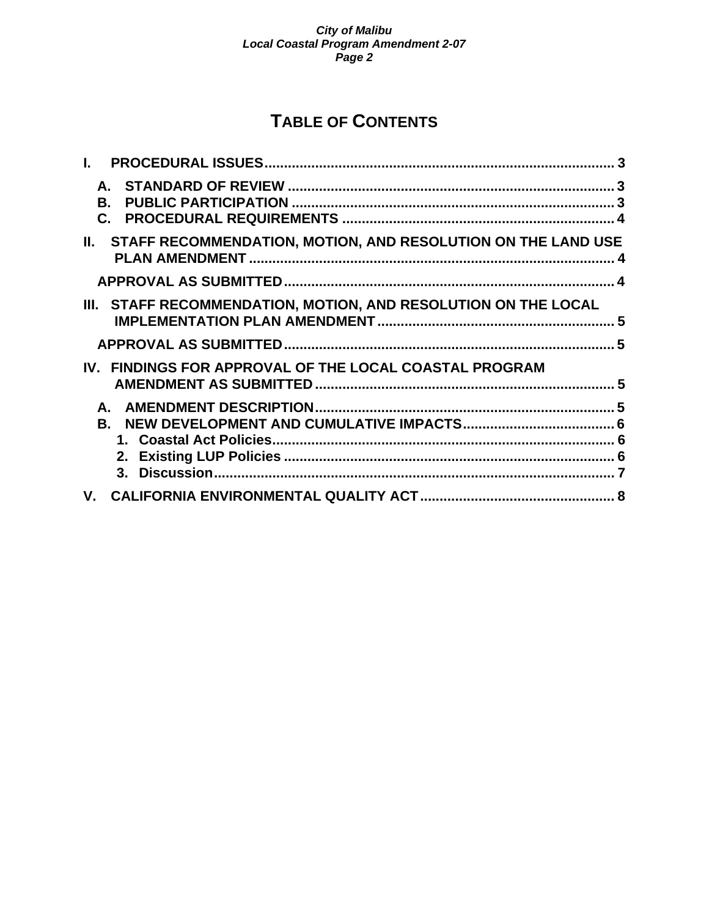# TABLE OF CONTENTS

I. PROCEDURAL ISSUES ........................................................................................ 3

- A. STANDARD OF REVIEW ................................................................................. 3
- B. PUBLIC PARTICIPATION ................................................................................ 3
- C. PROCEDURAL REQUIREMENTS .................................................................... 4

II. STAFF RECOMMENDATION, MOTION, AND RESOLUTION ON THE LAND USE PLAN AMENDMENT ............................................................................................ 4

APPROVAL AS SUBMITTED.................................................................................... 4

III. STAFF RECOMMENDATION, MOTION, AND RESOLUTION ON THE LOCAL IMPLEMENTATION PLAN AMENDMENT ............................................................ 5

APPROVAL AS SUBMITTED.................................................................................... 5

IV. FINDINGS FOR APPROVAL OF THE LOCAL COASTAL PROGRAM AMENDMENT AS SUBMITTED ........................................................................... 5

- A. AMENDMENT DESCRIPTION........................................................................... 5
- B. NEW DEVELOPMENT AND CUMULATIVE IMPACTS...................................... 6
  1. Coastal Act Policies...................................................................................... 6
  2. Existing LUP Policies ................................................................................... 6
  3. Discussion..................................................................................................... 7

V. CALIFORNIA ENVIRONMENTAL QUALITY ACT................................................ 8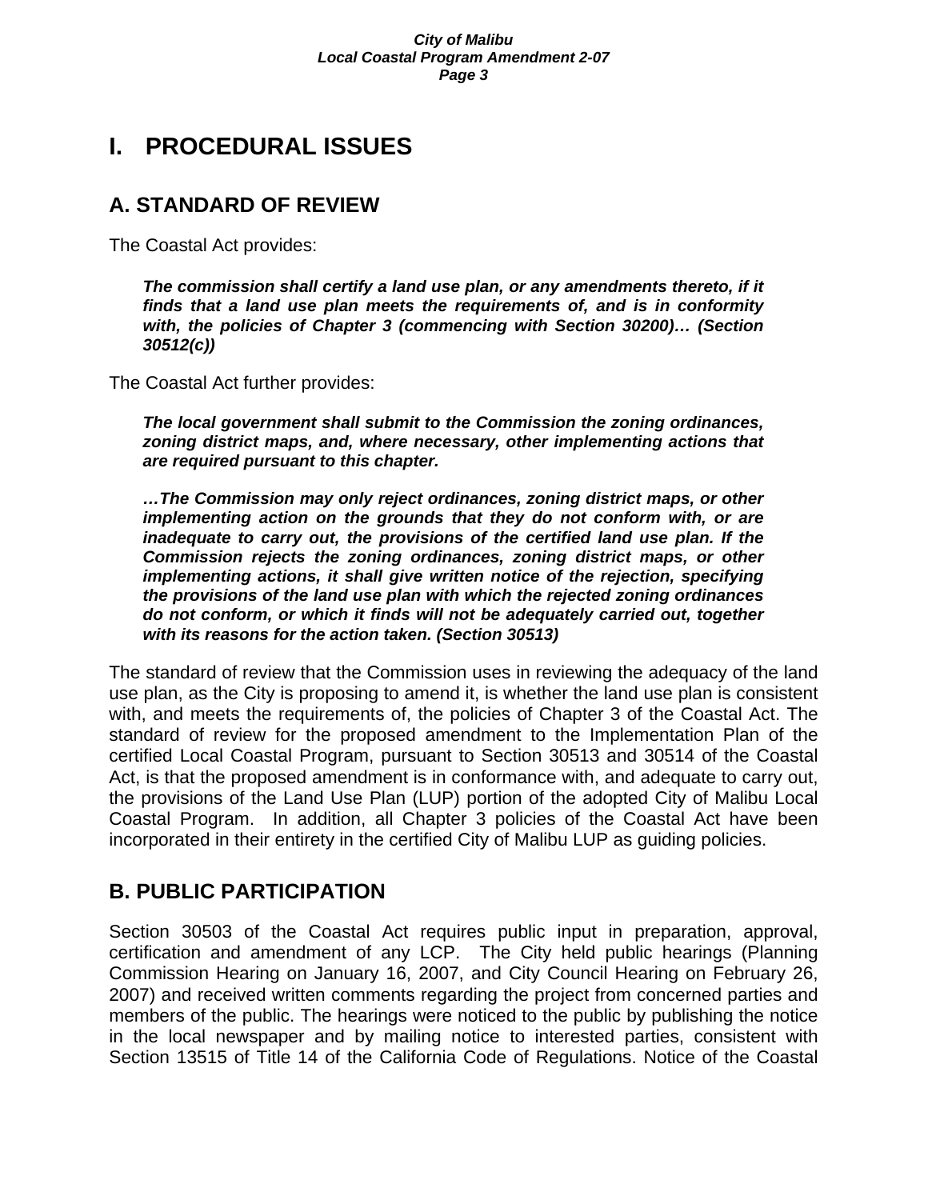# I. PROCEDURAL ISSUES

## A. STANDARD OF REVIEW

The Coastal Act provides:

> ***The commission shall certify a land use plan, or any amendments thereto, if it finds that a land use plan meets the requirements of, and is in conformity with, the policies of Chapter 3 (commencing with Section 30200)… (Section 30512(c))***

The Coastal Act further provides:

> ***The local government shall submit to the Commission the zoning ordinances, zoning district maps, and, where necessary, other implementing actions that are required pursuant to this chapter.***
>
> ***…The Commission may only reject ordinances, zoning district maps, or other implementing action on the grounds that they do not conform with, or are inadequate to carry out, the provisions of the certified land use plan. If the Commission rejects the zoning ordinances, zoning district maps, or other implementing actions, it shall give written notice of the rejection, specifying the provisions of the land use plan with which the rejected zoning ordinances do not conform, or which it finds will not be adequately carried out, together with its reasons for the action taken. (Section 30513)***

The standard of review that the Commission uses in reviewing the adequacy of the land use plan, as the City is proposing to amend it, is whether the land use plan is consistent with, and meets the requirements of, the policies of Chapter 3 of the Coastal Act. The standard of review for the proposed amendment to the Implementation Plan of the certified Local Coastal Program, pursuant to Section 30513 and 30514 of the Coastal Act, is that the proposed amendment is in conformance with, and adequate to carry out, the provisions of the Land Use Plan (LUP) portion of the adopted City of Malibu Local Coastal Program. In addition, all Chapter 3 policies of the Coastal Act have been incorporated in their entirety in the certified City of Malibu LUP as guiding policies.

## B. PUBLIC PARTICIPATION

Section 30503 of the Coastal Act requires public input in preparation, approval, certification and amendment of any LCP. The City held public hearings (Planning Commission Hearing on January 16, 2007, and City Council Hearing on February 26, 2007) and received written comments regarding the project from concerned parties and members of the public. The hearings were noticed to the public by publishing the notice in the local newspaper and by mailing notice to interested parties, consistent with Section 13515 of Title 14 of the California Code of Regulations. Notice of the Coastal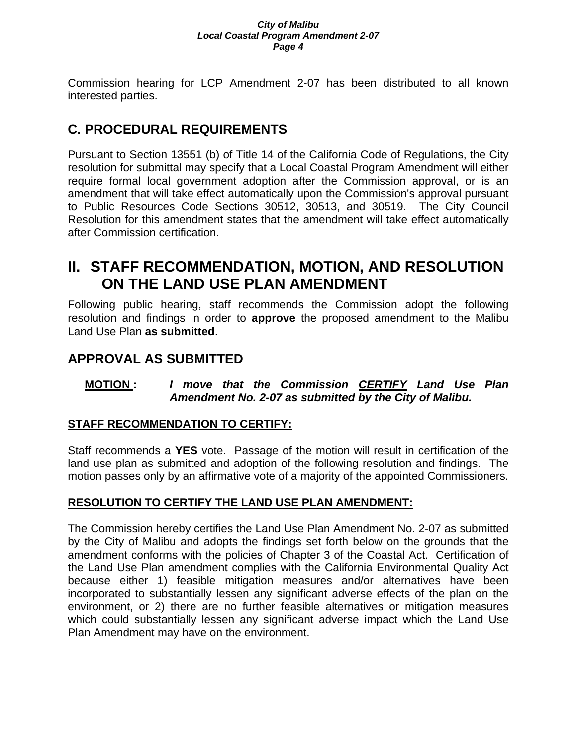Commission hearing for LCP Amendment 2-07 has been distributed to all known interested parties.

## C. PROCEDURAL REQUIREMENTS

Pursuant to Section 13551 (b) of Title 14 of the California Code of Regulations, the City resolution for submittal may specify that a Local Coastal Program Amendment will either require formal local government adoption after the Commission approval, or is an amendment that will take effect automatically upon the Commission's approval pursuant to Public Resources Code Sections 30512, 30513, and 30519. The City Council Resolution for this amendment states that the amendment will take effect automatically after Commission certification.

# II. STAFF RECOMMENDATION, MOTION, AND RESOLUTION ON THE LAND USE PLAN AMENDMENT

Following public hearing, staff recommends the Commission adopt the following resolution and findings in order to **approve** the proposed amendment to the Malibu Land Use Plan **as submitted**.

## APPROVAL AS SUBMITTED

**MOTION :** ***I move that the Commission CERTIFY Land Use Plan Amendment No. 2-07 as submitted by the City of Malibu.***

### STAFF RECOMMENDATION TO CERTIFY:

Staff recommends a **YES** vote. Passage of the motion will result in certification of the land use plan as submitted and adoption of the following resolution and findings. The motion passes only by an affirmative vote of a majority of the appointed Commissioners.

### RESOLUTION TO CERTIFY THE LAND USE PLAN AMENDMENT:

The Commission hereby certifies the Land Use Plan Amendment No. 2-07 as submitted by the City of Malibu and adopts the findings set forth below on the grounds that the amendment conforms with the policies of Chapter 3 of the Coastal Act. Certification of the Land Use Plan amendment complies with the California Environmental Quality Act because either 1) feasible mitigation measures and/or alternatives have been incorporated to substantially lessen any significant adverse effects of the plan on the environment, or 2) there are no further feasible alternatives or mitigation measures which could substantially lessen any significant adverse impact which the Land Use Plan Amendment may have on the environment.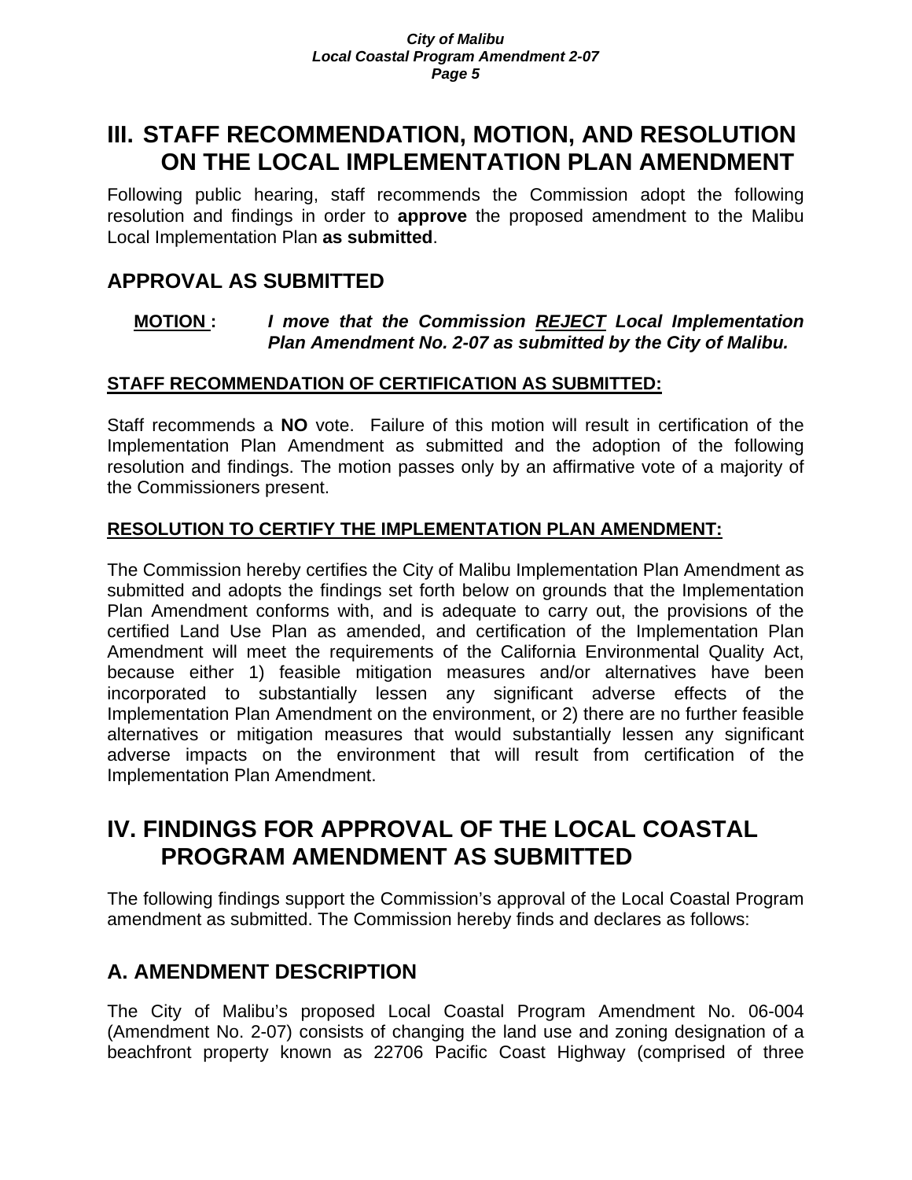# III. STAFF RECOMMENDATION, MOTION, AND RESOLUTION ON THE LOCAL IMPLEMENTATION PLAN AMENDMENT

Following public hearing, staff recommends the Commission adopt the following resolution and findings in order to **approve** the proposed amendment to the Malibu Local Implementation Plan **as submitted**.

## APPROVAL AS SUBMITTED

**MOTION :** ***I move that the Commission REJECT Local Implementation Plan Amendment No. 2-07 as submitted by the City of Malibu.***

**STAFF RECOMMENDATION OF CERTIFICATION AS SUBMITTED:**

Staff recommends a **NO** vote. Failure of this motion will result in certification of the Implementation Plan Amendment as submitted and the adoption of the following resolution and findings. The motion passes only by an affirmative vote of a majority of the Commissioners present.

**RESOLUTION TO CERTIFY THE IMPLEMENTATION PLAN AMENDMENT:**

The Commission hereby certifies the City of Malibu Implementation Plan Amendment as submitted and adopts the findings set forth below on grounds that the Implementation Plan Amendment conforms with, and is adequate to carry out, the provisions of the certified Land Use Plan as amended, and certification of the Implementation Plan Amendment will meet the requirements of the California Environmental Quality Act, because either 1) feasible mitigation measures and/or alternatives have been incorporated to substantially lessen any significant adverse effects of the Implementation Plan Amendment on the environment, or 2) there are no further feasible alternatives or mitigation measures that would substantially lessen any significant adverse impacts on the environment that will result from certification of the Implementation Plan Amendment.

# IV. FINDINGS FOR APPROVAL OF THE LOCAL COASTAL PROGRAM AMENDMENT AS SUBMITTED

The following findings support the Commission's approval of the Local Coastal Program amendment as submitted. The Commission hereby finds and declares as follows:

## A. AMENDMENT DESCRIPTION

The City of Malibu's proposed Local Coastal Program Amendment No. 06-004 (Amendment No. 2-07) consists of changing the land use and zoning designation of a beachfront property known as 22706 Pacific Coast Highway (comprised of three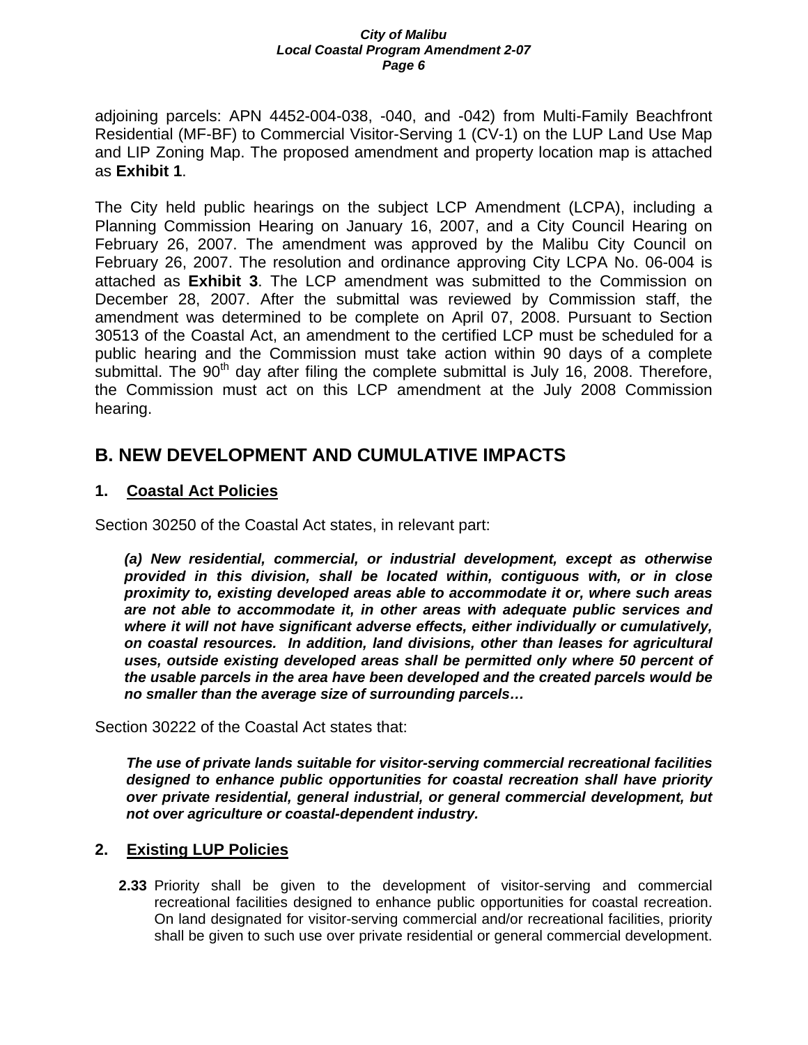adjoining parcels: APN 4452-004-038, -040, and -042) from Multi-Family Beachfront Residential (MF-BF) to Commercial Visitor-Serving 1 (CV-1) on the LUP Land Use Map and LIP Zoning Map. The proposed amendment and property location map is attached as **Exhibit 1**.

The City held public hearings on the subject LCP Amendment (LCPA), including a Planning Commission Hearing on January 16, 2007, and a City Council Hearing on February 26, 2007. The amendment was approved by the Malibu City Council on February 26, 2007. The resolution and ordinance approving City LCPA No. 06-004 is attached as **Exhibit 3**. The LCP amendment was submitted to the Commission on December 28, 2007. After the submittal was reviewed by Commission staff, the amendment was determined to be complete on April 07, 2008. Pursuant to Section 30513 of the Coastal Act, an amendment to the certified LCP must be scheduled for a public hearing and the Commission must take action within 90 days of a complete submittal. The 90th day after filing the complete submittal is July 16, 2008. Therefore, the Commission must act on this LCP amendment at the July 2008 Commission hearing.

## B. NEW DEVELOPMENT AND CUMULATIVE IMPACTS

### 1. Coastal Act Policies

Section 30250 of the Coastal Act states, in relevant part:

> ***(a) New residential, commercial, or industrial development, except as otherwise provided in this division, shall be located within, contiguous with, or in close proximity to, existing developed areas able to accommodate it or, where such areas are not able to accommodate it, in other areas with adequate public services and where it will not have significant adverse effects, either individually or cumulatively, on coastal resources. In addition, land divisions, other than leases for agricultural uses, outside existing developed areas shall be permitted only where 50 percent of the usable parcels in the area have been developed and the created parcels would be no smaller than the average size of surrounding parcels…***

Section 30222 of the Coastal Act states that:

> ***The use of private lands suitable for visitor-serving commercial recreational facilities designed to enhance public opportunities for coastal recreation shall have priority over private residential, general industrial, or general commercial development, but not over agriculture or coastal-dependent industry.***

### 2. Existing LUP Policies

**2.33** Priority shall be given to the development of visitor-serving and commercial recreational facilities designed to enhance public opportunities for coastal recreation. On land designated for visitor-serving commercial and/or recreational facilities, priority shall be given to such use over private residential or general commercial development.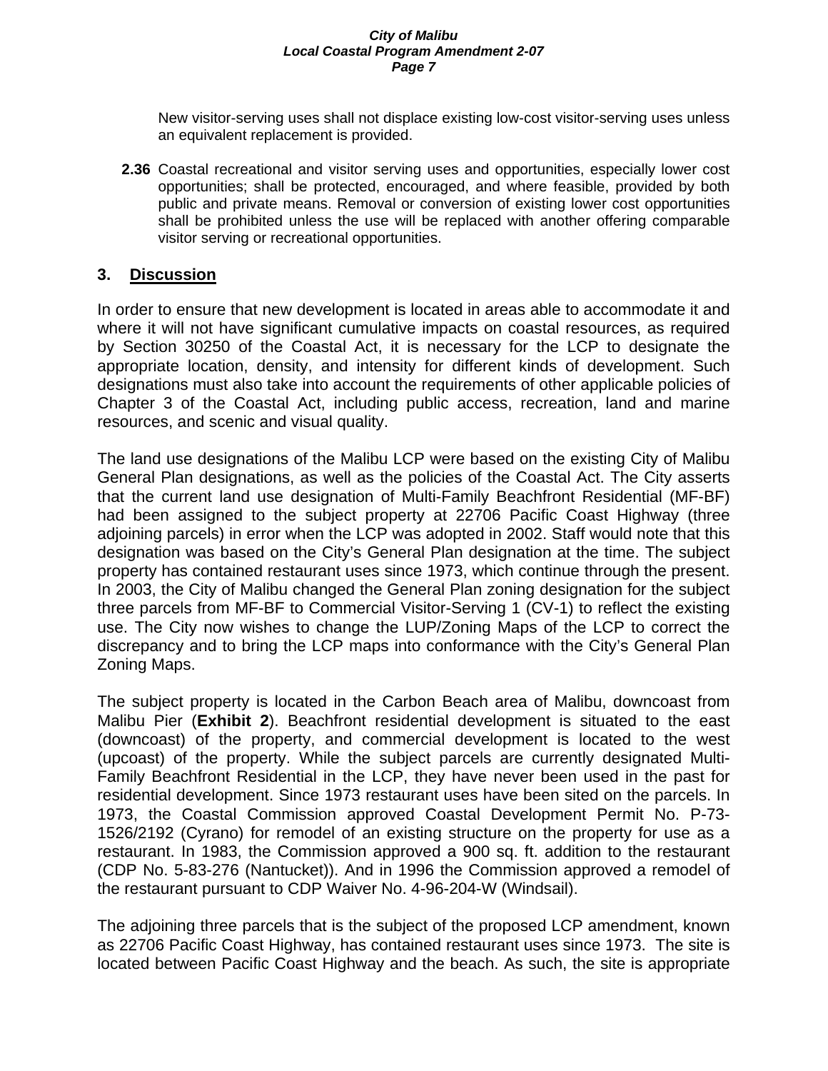New visitor-serving uses shall not displace existing low-cost visitor-serving uses unless an equivalent replacement is provided.

**2.36** Coastal recreational and visitor serving uses and opportunities, especially lower cost opportunities; shall be protected, encouraged, and where feasible, provided by both public and private means. Removal or conversion of existing lower cost opportunities shall be prohibited unless the use will be replaced with another offering comparable visitor serving or recreational opportunities.

## 3. Discussion

In order to ensure that new development is located in areas able to accommodate it and where it will not have significant cumulative impacts on coastal resources, as required by Section 30250 of the Coastal Act, it is necessary for the LCP to designate the appropriate location, density, and intensity for different kinds of development. Such designations must also take into account the requirements of other applicable policies of Chapter 3 of the Coastal Act, including public access, recreation, land and marine resources, and scenic and visual quality.

The land use designations of the Malibu LCP were based on the existing City of Malibu General Plan designations, as well as the policies of the Coastal Act. The City asserts that the current land use designation of Multi-Family Beachfront Residential (MF-BF) had been assigned to the subject property at 22706 Pacific Coast Highway (three adjoining parcels) in error when the LCP was adopted in 2002. Staff would note that this designation was based on the City's General Plan designation at the time. The subject property has contained restaurant uses since 1973, which continue through the present. In 2003, the City of Malibu changed the General Plan zoning designation for the subject three parcels from MF-BF to Commercial Visitor-Serving 1 (CV-1) to reflect the existing use. The City now wishes to change the LUP/Zoning Maps of the LCP to correct the discrepancy and to bring the LCP maps into conformance with the City's General Plan Zoning Maps.

The subject property is located in the Carbon Beach area of Malibu, downcoast from Malibu Pier (**Exhibit 2**). Beachfront residential development is situated to the east (downcoast) of the property, and commercial development is located to the west (upcoast) of the property. While the subject parcels are currently designated Multi-Family Beachfront Residential in the LCP, they have never been used in the past for residential development. Since 1973 restaurant uses have been sited on the parcels. In 1973, the Coastal Commission approved Coastal Development Permit No. P-73-1526/2192 (Cyrano) for remodel of an existing structure on the property for use as a restaurant. In 1983, the Commission approved a 900 sq. ft. addition to the restaurant (CDP No. 5-83-276 (Nantucket)). And in 1996 the Commission approved a remodel of the restaurant pursuant to CDP Waiver No. 4-96-204-W (Windsail).

The adjoining three parcels that is the subject of the proposed LCP amendment, known as 22706 Pacific Coast Highway, has contained restaurant uses since 1973. The site is located between Pacific Coast Highway and the beach. As such, the site is appropriate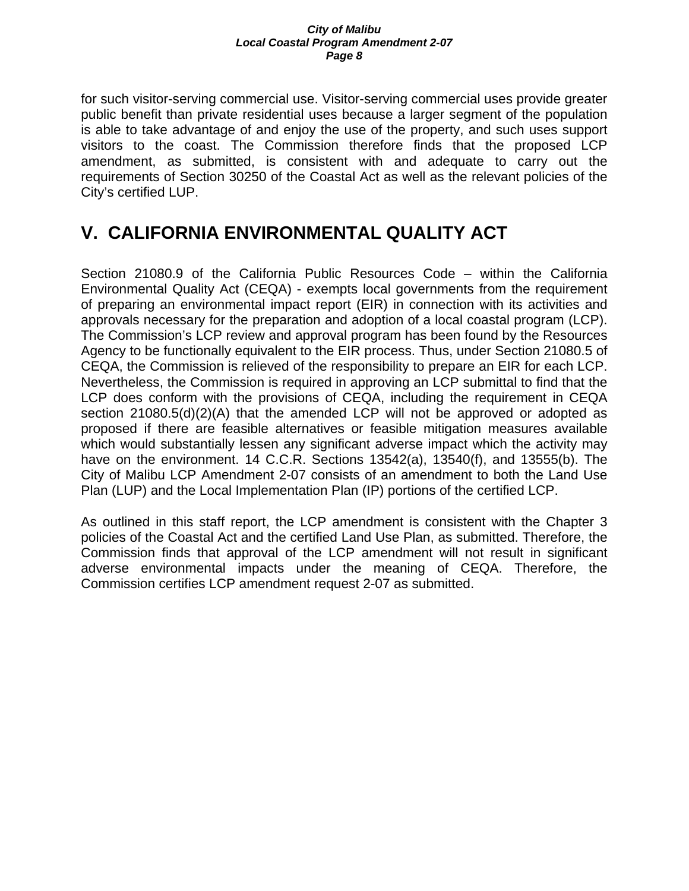for such visitor-serving commercial use. Visitor-serving commercial uses provide greater public benefit than private residential uses because a larger segment of the population is able to take advantage of and enjoy the use of the property, and such uses support visitors to the coast. The Commission therefore finds that the proposed LCP amendment, as submitted, is consistent with and adequate to carry out the requirements of Section 30250 of the Coastal Act as well as the relevant policies of the City's certified LUP.

# V. CALIFORNIA ENVIRONMENTAL QUALITY ACT

Section 21080.9 of the California Public Resources Code – within the California Environmental Quality Act (CEQA) - exempts local governments from the requirement of preparing an environmental impact report (EIR) in connection with its activities and approvals necessary for the preparation and adoption of a local coastal program (LCP). The Commission's LCP review and approval program has been found by the Resources Agency to be functionally equivalent to the EIR process. Thus, under Section 21080.5 of CEQA, the Commission is relieved of the responsibility to prepare an EIR for each LCP. Nevertheless, the Commission is required in approving an LCP submittal to find that the LCP does conform with the provisions of CEQA, including the requirement in CEQA section 21080.5(d)(2)(A) that the amended LCP will not be approved or adopted as proposed if there are feasible alternatives or feasible mitigation measures available which would substantially lessen any significant adverse impact which the activity may have on the environment. 14 C.C.R. Sections 13542(a), 13540(f), and 13555(b). The City of Malibu LCP Amendment 2-07 consists of an amendment to both the Land Use Plan (LUP) and the Local Implementation Plan (IP) portions of the certified LCP.

As outlined in this staff report, the LCP amendment is consistent with the Chapter 3 policies of the Coastal Act and the certified Land Use Plan, as submitted. Therefore, the Commission finds that approval of the LCP amendment will not result in significant adverse environmental impacts under the meaning of CEQA. Therefore, the Commission certifies LCP amendment request 2-07 as submitted.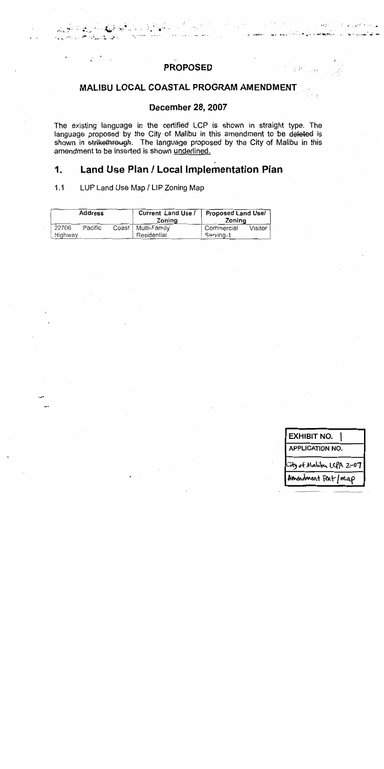**PROPOSED**

## MALIBU LOCAL COASTAL PROGRAM AMENDMENT

### December 28, 2007

The existing language in the certified LCP is shown in straight type. The language proposed by the City of Malibu in this amendment to be ~~deleted~~ is shown in ~~strikethrough~~. The language proposed by the City of Malibu in this amendment to be inserted is shown <u>underlined.</u>

# 1. Land Use Plan / Local Implementation Plan

1.1 LUP Land Use Map / LIP Zoning Map

| Address | Current Land Use / Zoning | Proposed Land Use/ Zoning |
|---|---|---|
| 22706 Pacific Coast Highway | Multi-Family Residential | Commercial Visitor Serving-1 |

| EXHIBIT NO. 1 |
|---|
| APPLICATION NO. |
| City of Malibu LCPA 2-07 |
| Amendment Text / map |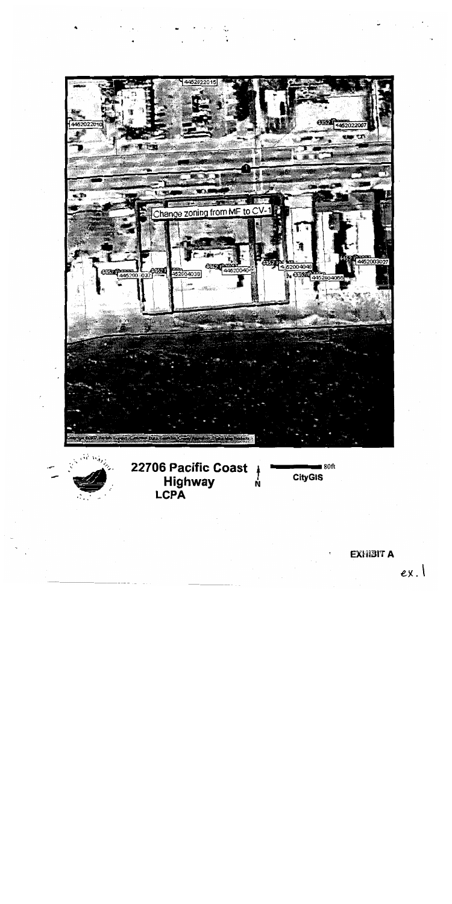4452022015

4452022010

4452022007

Change zoning from MF to CV-1

4452004037

4452004039

4452004040

4452004066

4452003027

22706 Pacific Coast Highway
LCPA

N

80ft

CityGIS

EXHIBIT A

ex. 1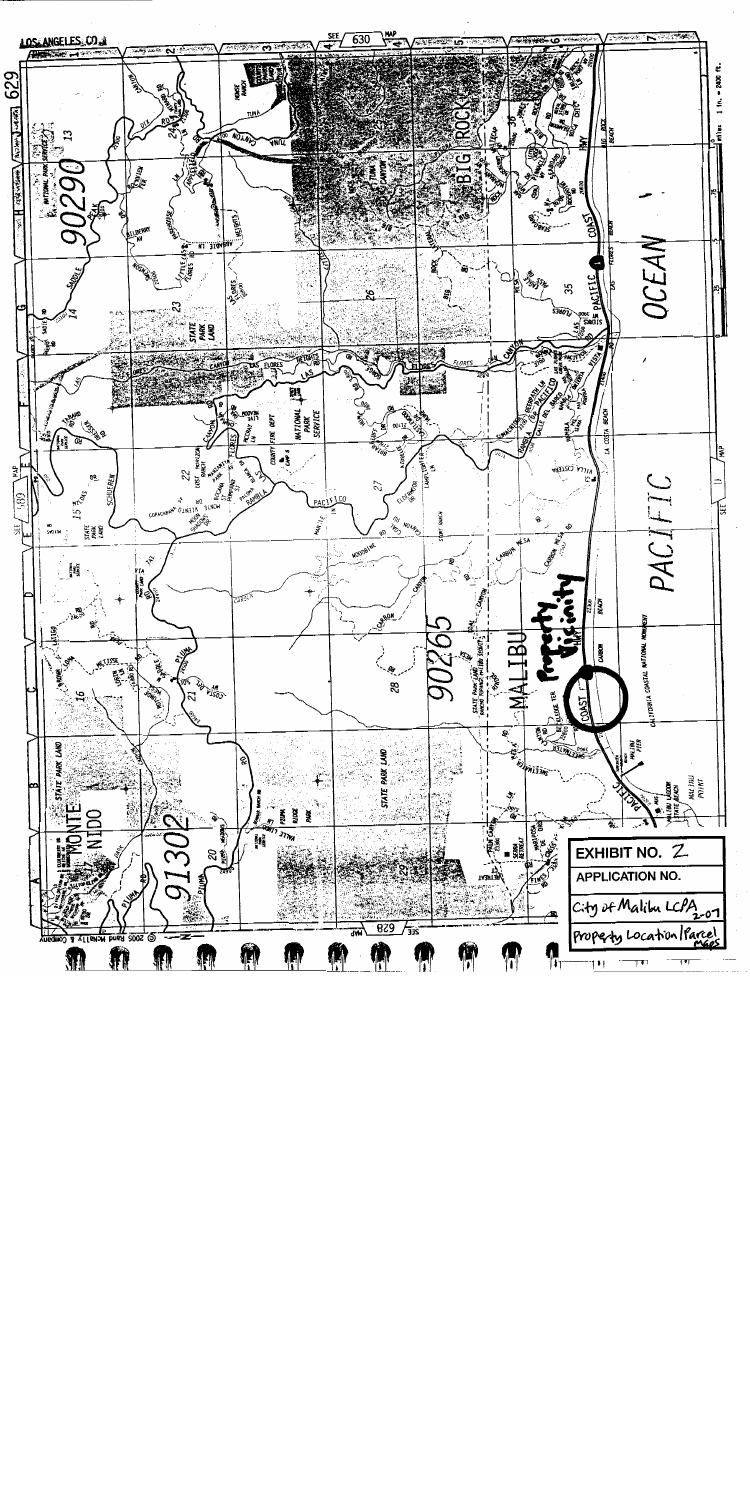**EXHIBIT NO.** 2

**APPLICATION NO.**

City of Malibu LCPA 2-07

Property Location/Parcel Maps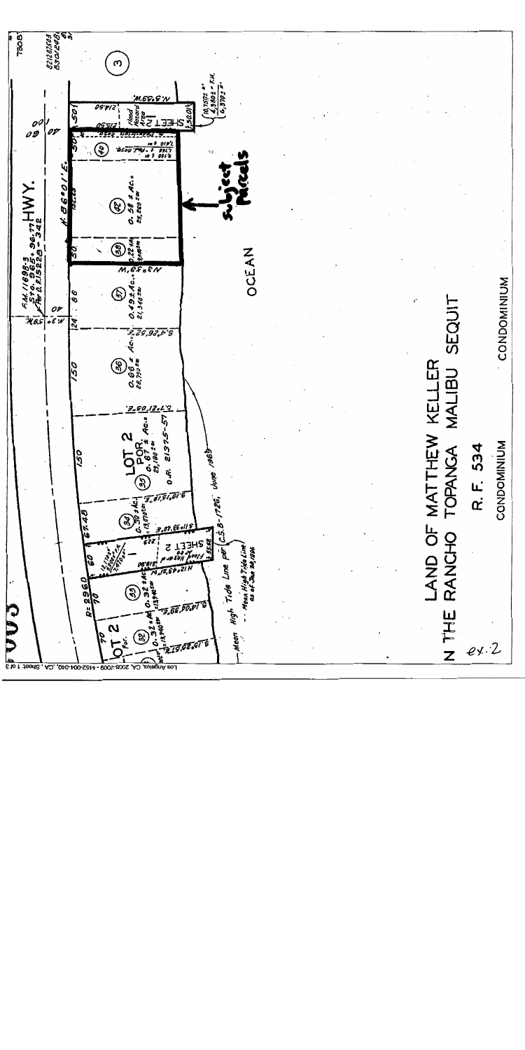LAND OF MATTHEW KELLER

IN THE RANCHO TOPANGA MALIBU SEQUIT

R. F. 534

CONDOMINIUM

CONDOMINIUM

OCEAN

Subject Parcels

HWY.

F.M. 11698-3
Sta. 965+96.79
Per O.R. 15128-342

N.86°01'E.

LOT 2 POR.

O.R. 21375-57

Mean High Tide Line as of Jan 30, 1996

Mean High Tide Line per C.S. B-1726, June 1969

R=2960

Flood Hazard Area

SHEET 2

ex. 2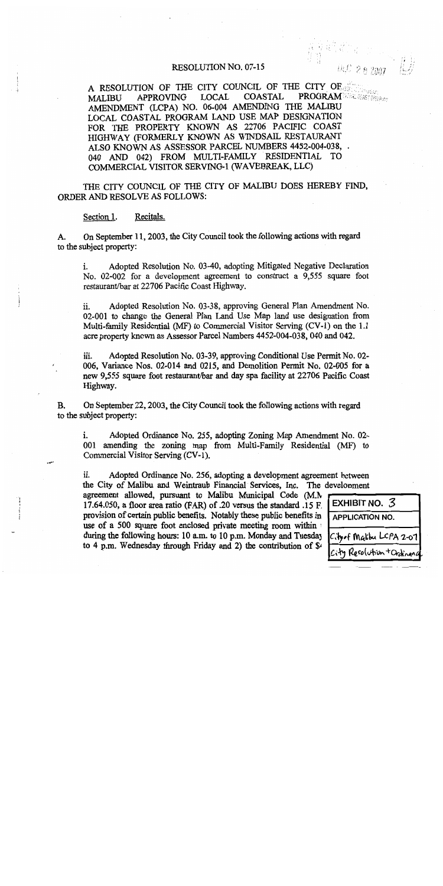# RESOLUTION NO. 07-15

A RESOLUTION OF THE CITY COUNCIL OF THE CITY OF MALIBU APPROVING LOCAL COASTAL PROGRAM AMENDMENT (LCPA) NO. 06-004 AMENDING THE MALIBU LOCAL COASTAL PROGRAM LAND USE MAP DESIGNATION FOR THE PROPERTY KNOWN AS 22706 PACIFIC COAST HIGHWAY (FORMERLY KNOWN AS WINDSAIL RESTAURANT ALSO KNOWN AS ASSESSOR PARCEL NUMBERS 4452-004-038, 040 AND 042) FROM MULTI-FAMILY RESIDENTIAL TO COMMERCIAL VISITOR SERVING-1 (WAVEBREAK, LLC)

THE CITY COUNCIL OF THE CITY OF MALIBU DOES HEREBY FIND, ORDER AND RESOLVE AS FOLLOWS:

Section 1. Recitals.

A. On September 11, 2003, the City Council took the following actions with regard to the subject property:

i. Adopted Resolution No. 03-40, adopting Mitigated Negative Declaration No. 02-002 for a development agreement to construct a 9,555 square foot restaurant/bar at 22706 Pacific Coast Highway.

ii. Adopted Resolution No. 03-38, approving General Plan Amendment No. 02-001 to change the General Plan Land Use Map land use designation from Multi-family Residential (MF) to Commercial Visitor Serving (CV-1) on the 1.1 acre property known as Assessor Parcel Numbers 4452-004-038, 040 and 042.

iii. Adopted Resolution No. 03-39, approving Conditional Use Permit No. 02-006, Variance Nos. 02-014 and 0215, and Demolition Permit No. 02-005 for a new 9,555 square foot restaurant/bar and day spa facility at 22706 Pacific Coast Highway.

B. On September 22, 2003, the City Council took the following actions with regard to the subject property:

i. Adopted Ordinance No. 255, adopting Zoning Map Amendment No. 02-001 amending the zoning map from Multi-Family Residential (MF) to Commercial Visitor Serving (CV-1).

ii. Adopted Ordinance No. 256, adopting a development agreement between the City of Malibu and Weintraub Financial Services, Inc. The development agreement allowed, pursuant to Malibu Municipal Code (M.M 17.64.050, a floor area ratio (FAR) of .20 versus the standard .15 F provision of certain public benefits. Notably these public benefits in use of a 500 square foot enclosed private meeting room within during the following hours: 10 a.m. to 10 p.m. Monday and Tuesday to 4 p.m. Wednesday through Friday and 2) the contribution of $

EXHIBIT NO. 3
APPLICATION NO.
City of Malibu LCPA 2-07
City Resolution + Ordinance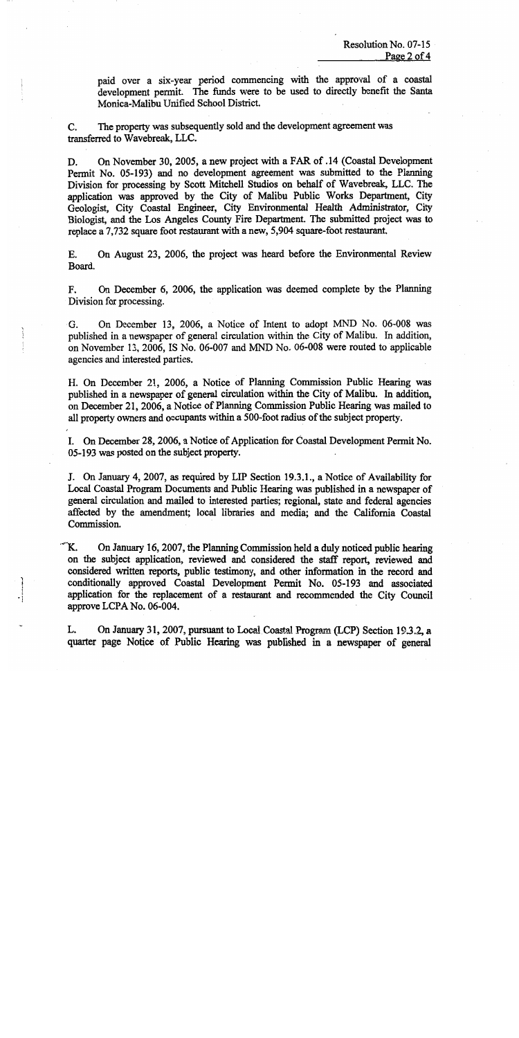paid over a six-year period commencing with the approval of a coastal development permit. The funds were to be used to directly benefit the Santa Monica-Malibu Unified School District.

C. The property was subsequently sold and the development agreement was transferred to Wavebreak, LLC.

D. On November 30, 2005, a new project with a FAR of .14 (Coastal Development Permit No. 05-193) and no development agreement was submitted to the Planning Division for processing by Scott Mitchell Studios on behalf of Wavebreak, LLC. The application was approved by the City of Malibu Public Works Department, City Geologist, City Coastal Engineer, City Environmental Health Administrator, City Biologist, and the Los Angeles County Fire Department. The submitted project was to replace a 7,732 square foot restaurant with a new, 5,904 square-foot restaurant.

E. On August 23, 2006, the project was heard before the Environmental Review Board.

F. On December 6, 2006, the application was deemed complete by the Planning Division for processing.

G. On December 13, 2006, a Notice of Intent to adopt MND No. 06-008 was published in a newspaper of general circulation within the City of Malibu. In addition, on November 13, 2006, IS No. 06-007 and MND No. 06-008 were routed to applicable agencies and interested parties.

H. On December 21, 2006, a Notice of Planning Commission Public Hearing was published in a newspaper of general circulation within the City of Malibu. In addition, on December 21, 2006, a Notice of Planning Commission Public Hearing was mailed to all property owners and occupants within a 500-foot radius of the subject property.

I. On December 28, 2006, a Notice of Application for Coastal Development Permit No. 05-193 was posted on the subject property.

J. On January 4, 2007, as required by LIP Section 19.3.1., a Notice of Availability for Local Coastal Program Documents and Public Hearing was published in a newspaper of general circulation and mailed to interested parties; regional, state and federal agencies affected by the amendment; local libraries and media; and the California Coastal Commission.

K. On January 16, 2007, the Planning Commission held a duly noticed public hearing on the subject application, reviewed and considered the staff report, reviewed and considered written reports, public testimony, and other information in the record and conditionally approved Coastal Development Permit No. 05-193 and associated application for the replacement of a restaurant and recommended the City Council approve LCPA No. 06-004.

L. On January 31, 2007, pursuant to Local Coastal Program (LCP) Section 19.3.2, a quarter page Notice of Public Hearing was published in a newspaper of general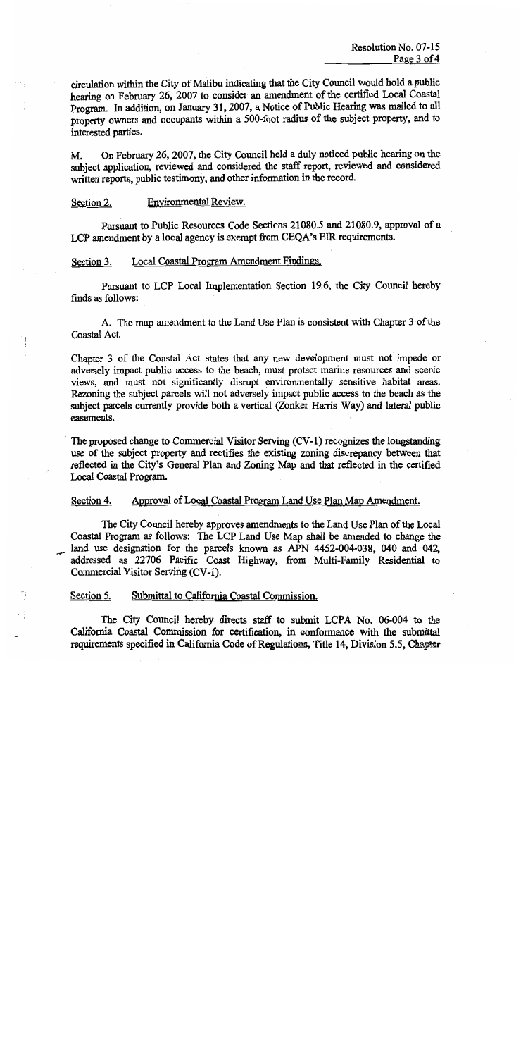circulation within the City of Malibu indicating that the City Council would hold a public hearing on February 26, 2007 to consider an amendment of the certified Local Coastal Program. In addition, on January 31, 2007, a Notice of Public Hearing was mailed to all property owners and occupants within a 500-foot radius of the subject property, and to interested parties.

M. On February 26, 2007, the City Council held a duly noticed public hearing on the subject application, reviewed and considered the staff report, reviewed and considered written reports, public testimony, and other information in the record.

Section 2. Environmental Review.

Pursuant to Public Resources Code Sections 21080.5 and 21080.9, approval of a LCP amendment by a local agency is exempt from CEQA's EIR requirements.

Section 3. Local Coastal Program Amendment Findings.

Pursuant to LCP Local Implementation Section 19.6, the City Council hereby finds as follows:

A. The map amendment to the Land Use Plan is consistent with Chapter 3 of the Coastal Act.

Chapter 3 of the Coastal Act states that any new development must not impede or adversely impact public access to the beach, must protect marine resources and scenic views, and must not significantly disrupt environmentally sensitive habitat areas. Rezoning the subject parcels will not adversely impact public access to the beach as the subject parcels currently provide both a vertical (Zonker Harris Way) and lateral public easements.

The proposed change to Commercial Visitor Serving (CV-1) recognizes the longstanding use of the subject property and rectifies the existing zoning discrepancy between that reflected in the City's General Plan and Zoning Map and that reflected in the certified Local Coastal Program.

Section 4. Approval of Local Coastal Program Land Use Plan Map Amendment.

The City Council hereby approves amendments to the Land Use Plan of the Local Coastal Program as follows: The LCP Land Use Map shall be amended to change the land use designation for the parcels known as APN 4452-004-038, 040 and 042, addressed as 22706 Pacific Coast Highway, from Multi-Family Residential to Commercial Visitor Serving (CV-1).

Section 5. Submittal to California Coastal Commission.

The City Council hereby directs staff to submit LCPA No. 06-004 to the California Coastal Commission for certification, in conformance with the submittal requirements specified in California Code of Regulations, Title 14, Division 5.5, Chapter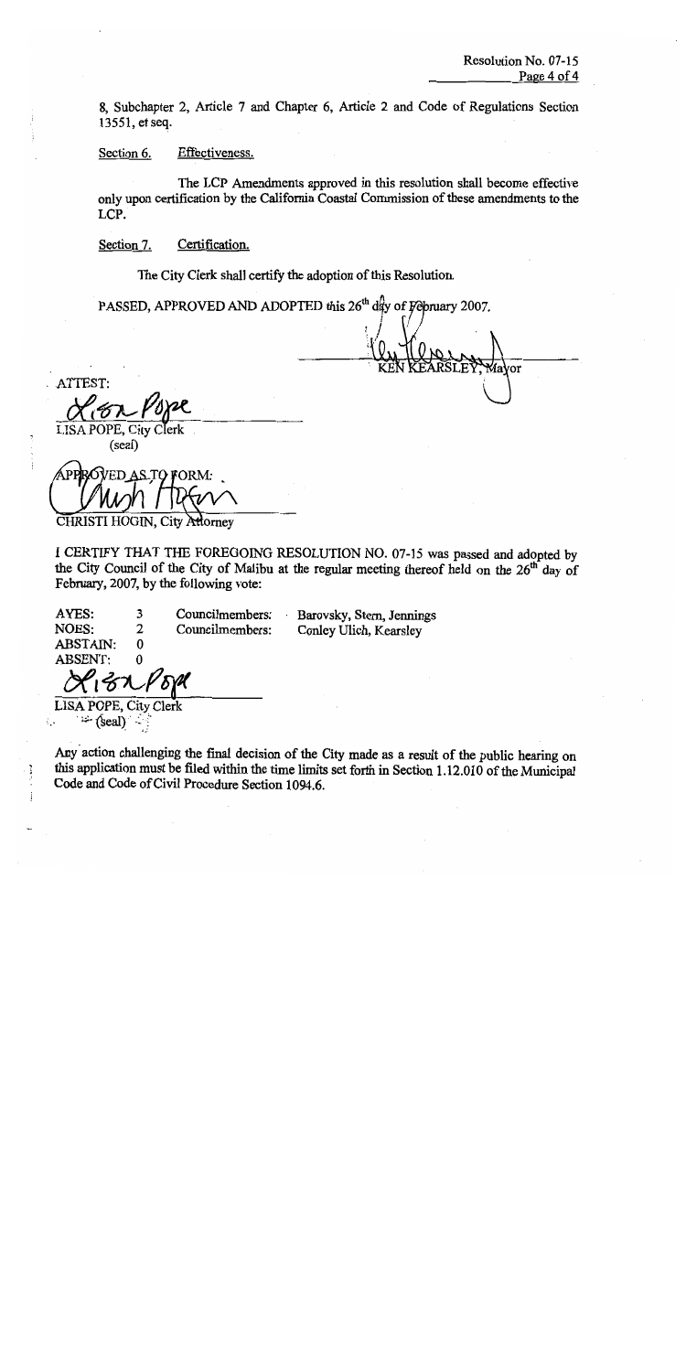8, Subchapter 2, Article 7 and Chapter 6, Article 2 and Code of Regulations Section 13551, et seq.

Section 6. Effectiveness.

The LCP Amendments approved in this resolution shall become effective only upon certification by the California Coastal Commission of these amendments to the LCP.

Section 7. Certification.

The City Clerk shall certify the adoption of this Resolution.

PASSED, APPROVED AND ADOPTED this 26th day of February 2007.

KEN KEARSLEY, Mayor

ATTEST:

LISA POPE, City Clerk
(seal)

APPROVED AS TO FORM:

CHRISTI HOGIN, City Attorney

I CERTIFY THAT THE FOREGOING RESOLUTION NO. 07-15 was passed and adopted by the City Council of the City of Malibu at the regular meeting thereof held on the 26th day of February, 2007, by the following vote:

| | | | |
|---|---|---|---|
| AYES: | 3 | Councilmembers: | Barovsky, Stern, Jennings |
| NOES: | 2 | Councilmembers: | Conley Ulich, Kearsley |
| ABSTAIN: | 0 | | |
| ABSENT: | 0 | | |

LISA POPE, City Clerk
(seal)

Any action challenging the final decision of the City made as a result of the public hearing on this application must be filed within the time limits set forth in Section 1.12.010 of the Municipal Code and Code of Civil Procedure Section 1094.6.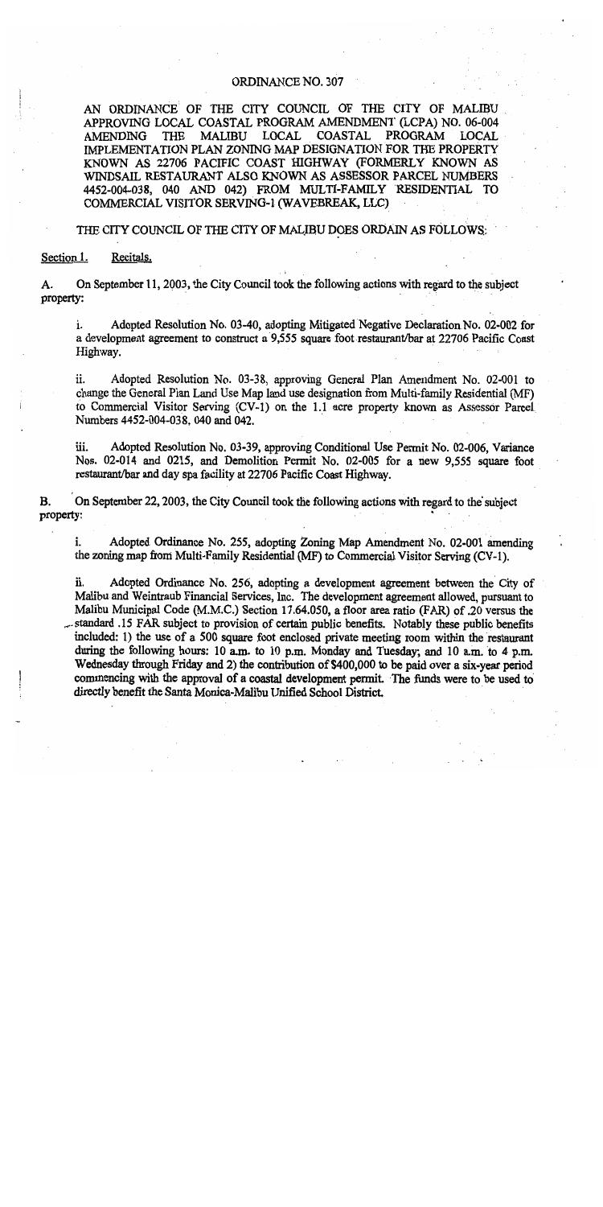# ORDINANCE NO. 307

AN ORDINANCE OF THE CITY COUNCIL OF THE CITY OF MALIBU APPROVING LOCAL COASTAL PROGRAM AMENDMENT (LCPA) NO. 06-004 AMENDING THE MALIBU LOCAL COASTAL PROGRAM LOCAL IMPLEMENTATION PLAN ZONING MAP DESIGNATION FOR THE PROPERTY KNOWN AS 22706 PACIFIC COAST HIGHWAY (FORMERLY KNOWN AS WINDSAIL RESTAURANT ALSO KNOWN AS ASSESSOR PARCEL NUMBERS 4452-004-038, 040 AND 042) FROM MULTI-FAMILY RESIDENTIAL TO COMMERCIAL VISITOR SERVING-1 (WAVEBREAK, LLC)

THE CITY COUNCIL OF THE CITY OF MALIBU DOES ORDAIN AS FOLLOWS:

Section 1. Recitals.

A. On September 11, 2003, the City Council took the following actions with regard to the subject property:

i. Adopted Resolution No. 03-40, adopting Mitigated Negative Declaration No. 02-002 for a development agreement to construct a 9,555 square foot restaurant/bar at 22706 Pacific Coast Highway.

ii. Adopted Resolution No. 03-38, approving General Plan Amendment No. 02-001 to change the General Plan Land Use Map land use designation from Multi-family Residential (MF) to Commercial Visitor Serving (CV-1) on the 1.1 acre property known as Assessor Parcel Numbers 4452-004-038, 040 and 042.

iii. Adopted Resolution No. 03-39, approving Conditional Use Permit No. 02-006, Variance Nos. 02-014 and 0215, and Demolition Permit No. 02-005 for a new 9,555 square foot restaurant/bar and day spa facility at 22706 Pacific Coast Highway.

B. On September 22, 2003, the City Council took the following actions with regard to the subject property:

i. Adopted Ordinance No. 255, adopting Zoning Map Amendment No. 02-001 amending the zoning map from Multi-Family Residential (MF) to Commercial Visitor Serving (CV-1).

ii. Adopted Ordinance No. 256, adopting a development agreement between the City of Malibu and Weintraub Financial Services, Inc. The development agreement allowed, pursuant to Malibu Municipal Code (M.M.C.) Section 17.64.050, a floor area ratio (FAR) of .20 versus the standard .15 FAR subject to provision of certain public benefits. Notably these public benefits included: 1) the use of a 500 square foot enclosed private meeting room within the restaurant during the following hours: 10 a.m. to 10 p.m. Monday and Tuesday; and 10 a.m. to 4 p.m. Wednesday through Friday and 2) the contribution of $400,000 to be paid over a six-year period commencing with the approval of a coastal development permit. The funds were to be used to directly benefit the Santa Monica-Malibu Unified School District.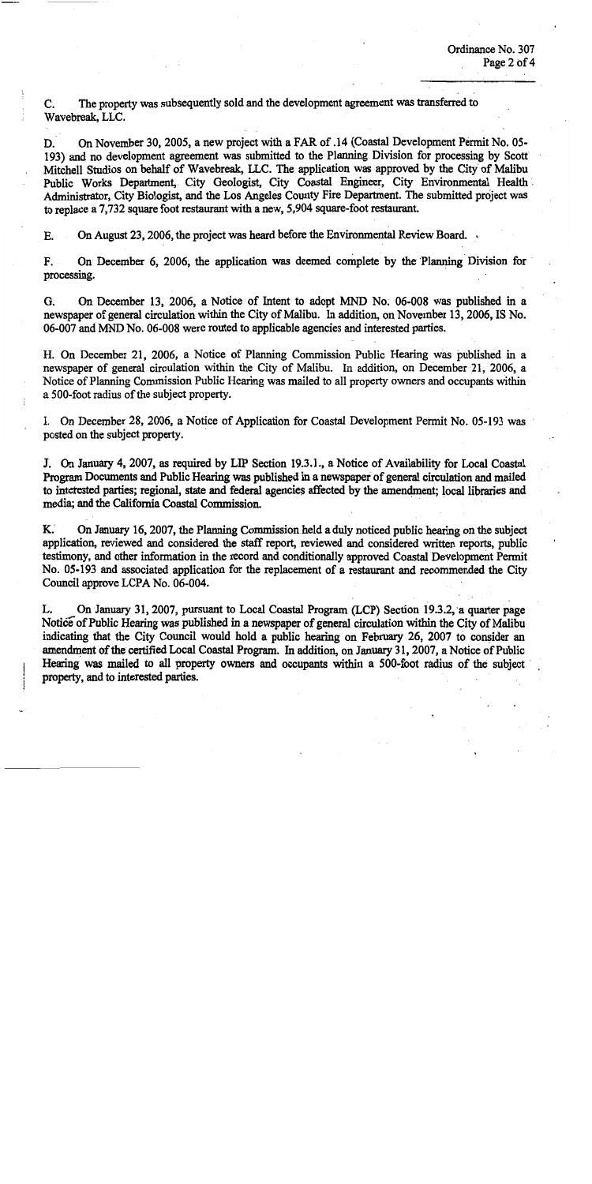C. The property was subsequently sold and the development agreement was transferred to Wavebreak, LLC.

D. On November 30, 2005, a new project with a FAR of .14 (Coastal Development Permit No. 05-193) and no development agreement was submitted to the Planning Division for processing by Scott Mitchell Studios on behalf of Wavebreak, LLC. The application was approved by the City of Malibu Public Works Department, City Geologist, City Coastal Engineer, City Environmental Health Administrator, City Biologist, and the Los Angeles County Fire Department. The submitted project was to replace a 7,732 square foot restaurant with a new, 5,904 square-foot restaurant.

E. On August 23, 2006, the project was heard before the Environmental Review Board.

F. On December 6, 2006, the application was deemed complete by the Planning Division for processing.

G. On December 13, 2006, a Notice of Intent to adopt MND No. 06-008 was published in a newspaper of general circulation within the City of Malibu. In addition, on November 13, 2006, IS No. 06-007 and MND No. 06-008 were routed to applicable agencies and interested parties.

H. On December 21, 2006, a Notice of Planning Commission Public Hearing was published in a newspaper of general circulation within the City of Malibu. In addition, on December 21, 2006, a Notice of Planning Commission Public Hearing was mailed to all property owners and occupants within a 500-foot radius of the subject property.

I. On December 28, 2006, a Notice of Application for Coastal Development Permit No. 05-193 was posted on the subject property.

J. On January 4, 2007, as required by LIP Section 19.3.1., a Notice of Availability for Local Coastal Program Documents and Public Hearing was published in a newspaper of general circulation and mailed to interested parties; regional, state and federal agencies affected by the amendment; local libraries and media; and the California Coastal Commission.

K. On January 16, 2007, the Planning Commission held a duly noticed public hearing on the subject application, reviewed and considered the staff report, reviewed and considered written reports, public testimony, and other information in the record and conditionally approved Coastal Development Permit No. 05-193 and associated application for the replacement of a restaurant and recommended the City Council approve LCPA No. 06-004.

L. On January 31, 2007, pursuant to Local Coastal Program (LCP) Section 19.3.2, a quarter page Notice of Public Hearing was published in a newspaper of general circulation within the City of Malibu indicating that the City Council would hold a public hearing on February 26, 2007 to consider an amendment of the certified Local Coastal Program. In addition, on January 31, 2007, a Notice of Public Hearing was mailed to all property owners and occupants within a 500-foot radius of the subject property, and to interested parties.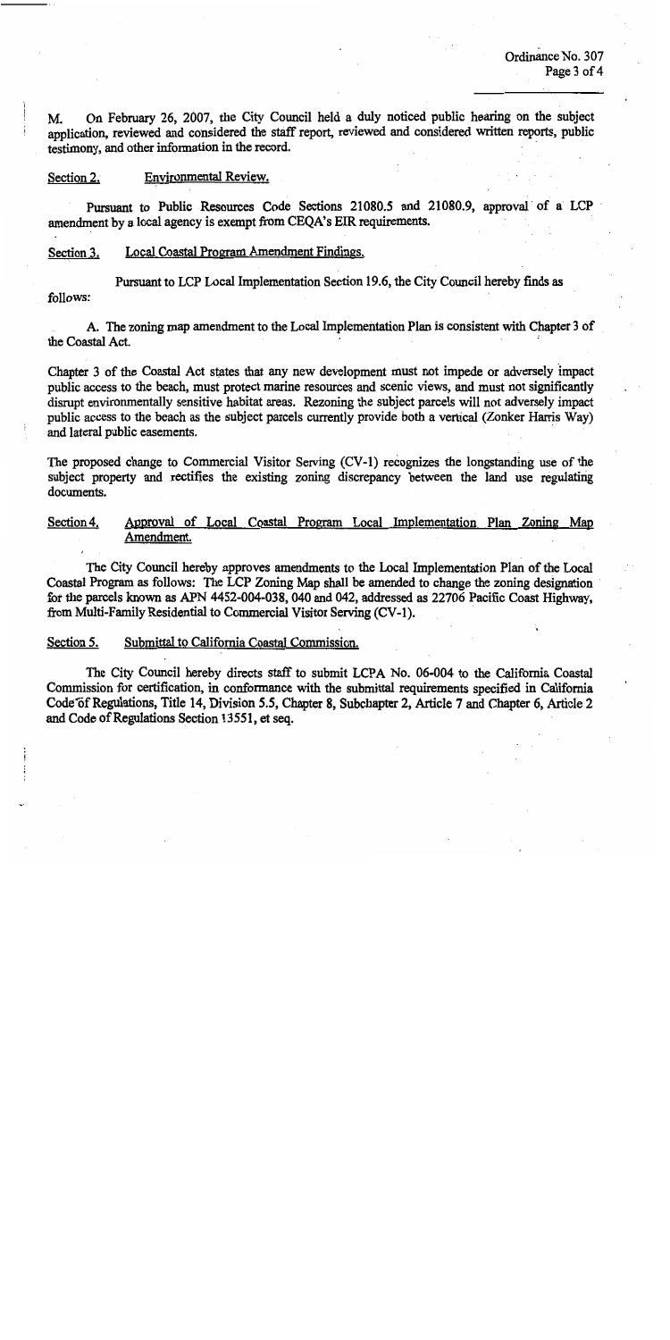M. On February 26, 2007, the City Council held a duly noticed public hearing on the subject application, reviewed and considered the staff report, reviewed and considered written reports, public testimony, and other information in the record.

Section 2. Environmental Review.

Pursuant to Public Resources Code Sections 21080.5 and 21080.9, approval of a LCP amendment by a local agency is exempt from CEQA's EIR requirements.

Section 3. Local Coastal Program Amendment Findings.

Pursuant to LCP Local Implementation Section 19.6, the City Council hereby finds as follows:

A. The zoning map amendment to the Local Implementation Plan is consistent with Chapter 3 of the Coastal Act.

Chapter 3 of the Coastal Act states that any new development must not impede or adversely impact public access to the beach, must protect marine resources and scenic views, and must not significantly disrupt environmentally sensitive habitat areas. Rezoning the subject parcels will not adversely impact public access to the beach as the subject parcels currently provide both a vertical (Zonker Harris Way) and lateral public easements.

The proposed change to Commercial Visitor Serving (CV-1) recognizes the longstanding use of the subject property and rectifies the existing zoning discrepancy between the land use regulating documents.

Section 4. Approval of Local Coastal Program Local Implementation Plan Zoning Map Amendment.

The City Council hereby approves amendments to the Local Implementation Plan of the Local Coastal Program as follows: The LCP Zoning Map shall be amended to change the zoning designation for the parcels known as APN 4452-004-038, 040 and 042, addressed as 22706 Pacific Coast Highway, from Multi-Family Residential to Commercial Visitor Serving (CV-1).

Section 5. Submittal to California Coastal Commission.

The City Council hereby directs staff to submit LCPA No. 06-004 to the California Coastal Commission for certification, in conformance with the submittal requirements specified in California Code of Regulations, Title 14, Division 5.5, Chapter 8, Subchapter 2, Article 7 and Chapter 6, Article 2 and Code of Regulations Section 13551, et seq.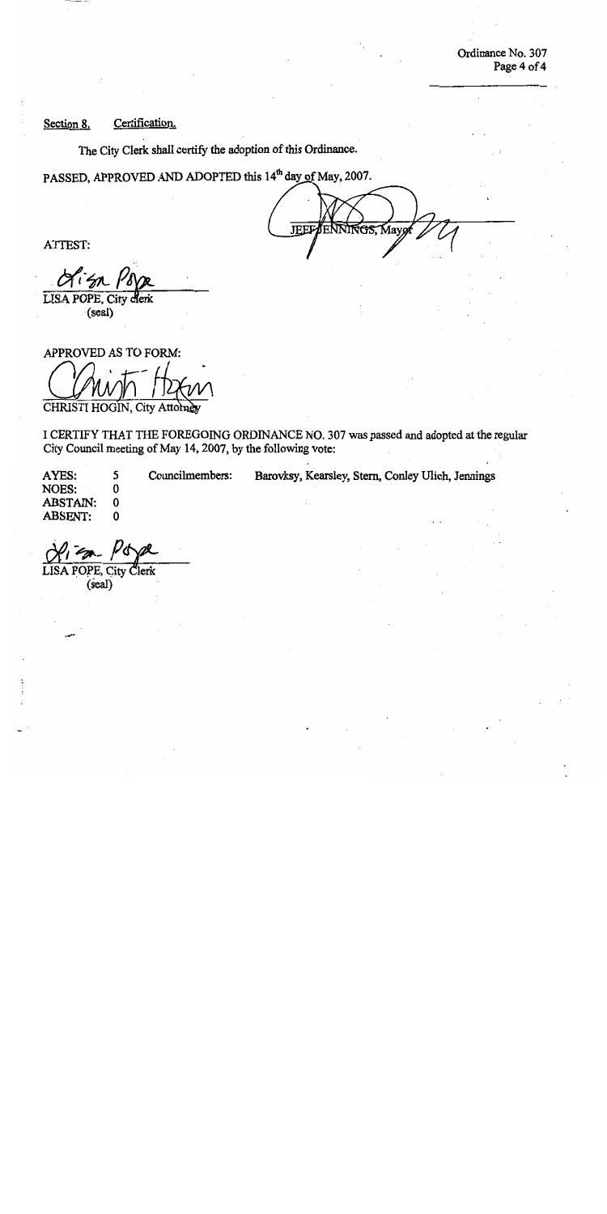**Section 8.** **Certification.**

The City Clerk shall certify the adoption of this Ordinance.

PASSED, APPROVED AND ADOPTED this 14th day of May, 2007.

JEFF JENNINGS, Mayor

ATTEST:

LISA POPE, City Clerk
(seal)

APPROVED AS TO FORM:

CHRISTI HOGIN, City Attorney

I CERTIFY THAT THE FOREGOING ORDINANCE NO. 307 was passed and adopted at the regular City Council meeting of May 14, 2007, by the following vote:

| | | | |
|---|---|---|---|
| AYES: | 5 | Councilmembers: | Barovksy, Kearsley, Stern, Conley Ulich, Jennings |
| NOES: | 0 | | |
| ABSTAIN: | 0 | | |
| ABSENT: | 0 | | |

LISA POPE, City Clerk
(seal)